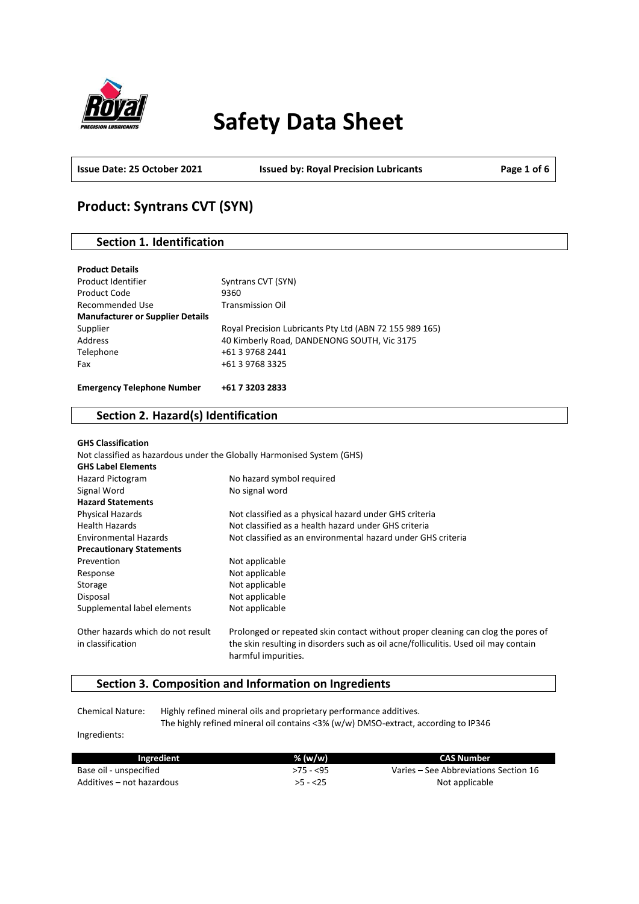# Safety Data Sheet

**Issue Date: 25 October 2021** **Issued by: Royal Precision Lubricants**

## Product: Syntrans CVT (SYN)

### Section 1. Identification

**Product Details**

| | |
|---|---|
| Product Identifier | Syntrans CVT (SYN) |
| Product Code | 9360 |
| Recommended Use | Transmission Oil |
| **Manufacturer or Supplier Details** | |
| Supplier | Royal Precision Lubricants Pty Ltd (ABN 72 155 989 165) |
| Address | 40 Kimberly Road, DANDENONG SOUTH, Vic 3175 |
| Telephone | +61 3 9768 2441 |
| Fax | +61 3 9768 3325 |

**Emergency Telephone Number** **+61 7 3203 2833**

### Section 2. Hazard(s) Identification

**GHS Classification**

Not classified as hazardous under the Globally Harmonised System (GHS)

**GHS Label Elements**

| | |
|---|---|
| Hazard Pictogram | No hazard symbol required |
| Signal Word | No signal word |
| **Hazard Statements** | |
| Physical Hazards | Not classified as a physical hazard under GHS criteria |
| Health Hazards | Not classified as a health hazard under GHS criteria |
| Environmental Hazards | Not classified as an environmental hazard under GHS criteria |
| **Precautionary Statements** | |
| Prevention | Not applicable |
| Response | Not applicable |
| Storage | Not applicable |
| Disposal | Not applicable |
| Supplemental label elements | Not applicable |
| Other hazards which do not result in classification | Prolonged or repeated skin contact without proper cleaning can clog the pores of the skin resulting in disorders such as oil acne/folliculitis. Used oil may contain harmful impurities. |

### Section 3. Composition and Information on Ingredients

Chemical Nature: Highly refined mineral oils and proprietary performance additives.
The highly refined mineral oil contains <3% (w/w) DMSO-extract, according to IP346

Ingredients:

| Ingredient | % (w/w) | CAS Number |
|---|---|---|
| Base oil - unspecified | >75 - <95 | Varies – See Abbreviations Section 16 |
| Additives – not hazardous | >5 - <25 | Not applicable |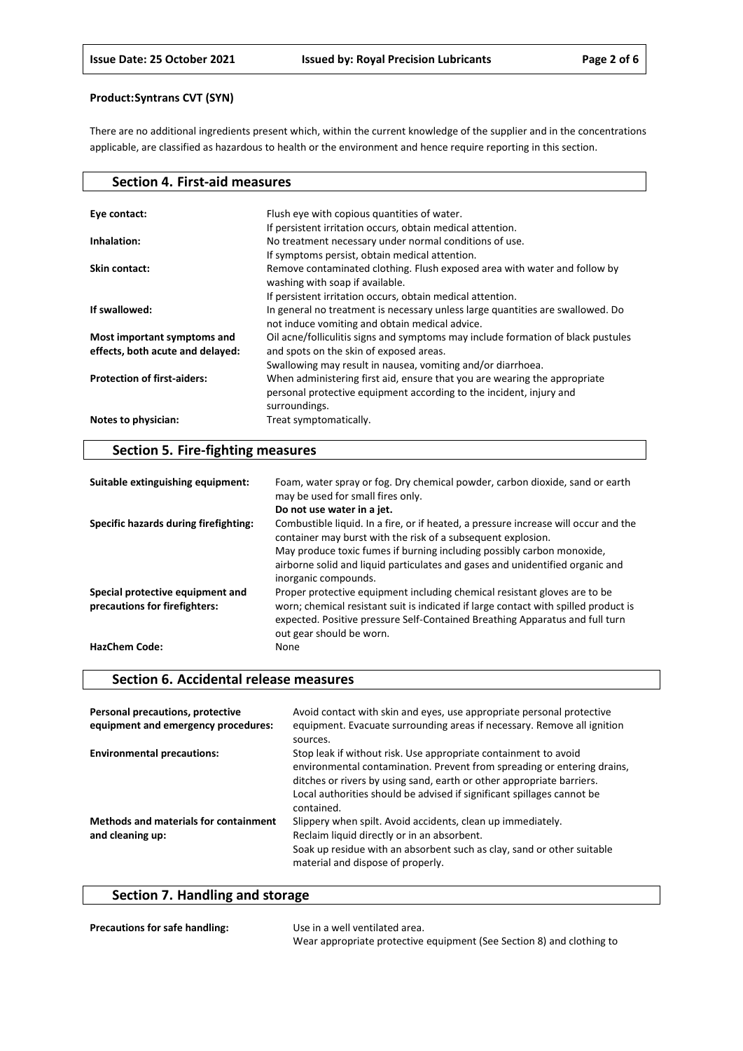**Product:Syntrans CVT (SYN)**

There are no additional ingredients present which, within the current knowledge of the supplier and in the concentrations applicable, are classified as hazardous to health or the environment and hence require reporting in this section.

## Section 4. First-aid measures

**Eye contact:** Flush eye with copious quantities of water.
If persistent irritation occurs, obtain medical attention.

**Inhalation:** No treatment necessary under normal conditions of use.
If symptoms persist, obtain medical attention.

**Skin contact:** Remove contaminated clothing. Flush exposed area with water and follow by washing with soap if available.
If persistent irritation occurs, obtain medical attention.

**If swallowed:** In general no treatment is necessary unless large quantities are swallowed. Do not induce vomiting and obtain medical advice.

**Most important symptoms and effects, both acute and delayed:** Oil acne/folliculitis signs and symptoms may include formation of black pustules and spots on the skin of exposed areas.
Swallowing may result in nausea, vomiting and/or diarrhoea.

**Protection of first-aiders:** When administering first aid, ensure that you are wearing the appropriate personal protective equipment according to the incident, injury and surroundings.

**Notes to physician:** Treat symptomatically.

## Section 5. Fire-fighting measures

**Suitable extinguishing equipment:** Foam, water spray or fog. Dry chemical powder, carbon dioxide, sand or earth may be used for small fires only.
**Do not use water in a jet.**

**Specific hazards during firefighting:** Combustible liquid. In a fire, or if heated, a pressure increase will occur and the container may burst with the risk of a subsequent explosion.
May produce toxic fumes if burning including possibly carbon monoxide, airborne solid and liquid particulates and gases and unidentified organic and inorganic compounds.

**Special protective equipment and precautions for firefighters:** Proper protective equipment including chemical resistant gloves are to be worn; chemical resistant suit is indicated if large contact with spilled product is expected. Positive pressure Self-Contained Breathing Apparatus and full turn out gear should be worn.

**HazChem Code:** None

## Section 6. Accidental release measures

**Personal precautions, protective equipment and emergency procedures:** Avoid contact with skin and eyes, use appropriate personal protective equipment. Evacuate surrounding areas if necessary. Remove all ignition sources.

**Environmental precautions:** Stop leak if without risk. Use appropriate containment to avoid environmental contamination. Prevent from spreading or entering drains, ditches or rivers by using sand, earth or other appropriate barriers.
Local authorities should be advised if significant spillages cannot be contained.

**Methods and materials for containment and cleaning up:** Slippery when spilt. Avoid accidents, clean up immediately.
Reclaim liquid directly or in an absorbent.
Soak up residue with an absorbent such as clay, sand or other suitable material and dispose of properly.

## Section 7. Handling and storage

**Precautions for safe handling:** Use in a well ventilated area.
Wear appropriate protective equipment (See Section 8) and clothing to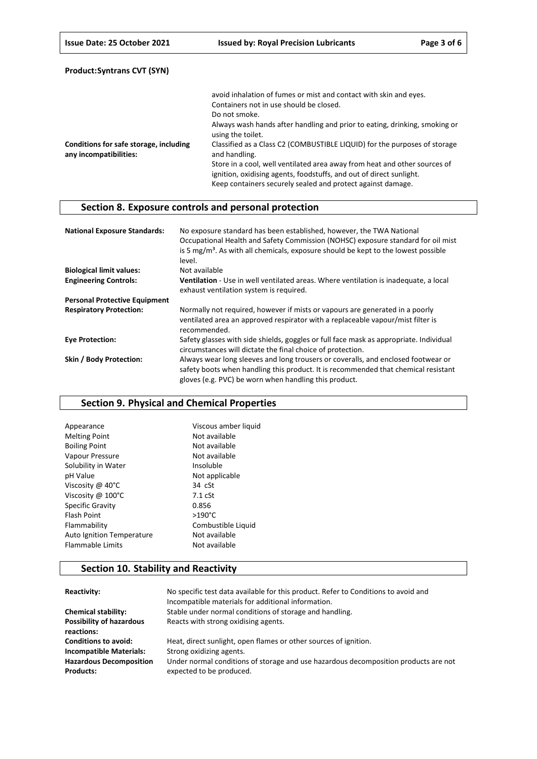**Product:Syntrans CVT (SYN)**

| | |
|---|---|
| | avoid inhalation of fumes or mist and contact with skin and eyes. Containers not in use should be closed. Do not smoke. Always wash hands after handling and prior to eating, drinking, smoking or using the toilet. |
| **Conditions for safe storage, including any incompatibilities:** | Classified as a Class C2 (COMBUSTIBLE LIQUID) for the purposes of storage and handling. Store in a cool, well ventilated area away from heat and other sources of ignition, oxidising agents, foodstuffs, and out of direct sunlight. Keep containers securely sealed and protect against damage. |

## Section 8. Exposure controls and personal protection

| | |
|---|---|
| **National Exposure Standards:** | No exposure standard has been established, however, the TWA National Occupational Health and Safety Commission (NOHSC) exposure standard for oil mist is 5 mg/m³. As with all chemicals, exposure should be kept to the lowest possible level. |
| **Biological limit values:** | Not available |
| **Engineering Controls:** | **Ventilation** - Use in well ventilated areas. Where ventilation is inadequate, a local exhaust ventilation system is required. |
| **Personal Protective Equipment** | |
| **Respiratory Protection:** | Normally not required, however if mists or vapours are generated in a poorly ventilated area an approved respirator with a replaceable vapour/mist filter is recommended. |
| **Eye Protection:** | Safety glasses with side shields, goggles or full face mask as appropriate. Individual circumstances will dictate the final choice of protection. |
| **Skin / Body Protection:** | Always wear long sleeves and long trousers or coveralls, and enclosed footwear or safety boots when handling this product. It is recommended that chemical resistant gloves (e.g. PVC) be worn when handling this product. |

## Section 9. Physical and Chemical Properties

| | |
|---|---|
| Appearance | Viscous amber liquid |
| Melting Point | Not available |
| Boiling Point | Not available |
| Vapour Pressure | Not available |
| Solubility in Water | Insoluble |
| pH Value | Not applicable |
| Viscosity @ 40°C | 34 cSt |
| Viscosity @ 100°C | 7.1 cSt |
| Specific Gravity | 0.856 |
| Flash Point | >190°C |
| Flammability | Combustible Liquid |
| Auto Ignition Temperature | Not available |
| Flammable Limits | Not available |

## Section 10. Stability and Reactivity

| | |
|---|---|
| **Reactivity:** | No specific test data available for this product. Refer to Conditions to avoid and Incompatible materials for additional information. |
| **Chemical stability:** | Stable under normal conditions of storage and handling. |
| **Possibility of hazardous reactions:** | Reacts with strong oxidising agents. |
| **Conditions to avoid:** | Heat, direct sunlight, open flames or other sources of ignition. |
| **Incompatible Materials:** | Strong oxidizing agents. |
| **Hazardous Decomposition Products:** | Under normal conditions of storage and use hazardous decomposition products are not expected to be produced. |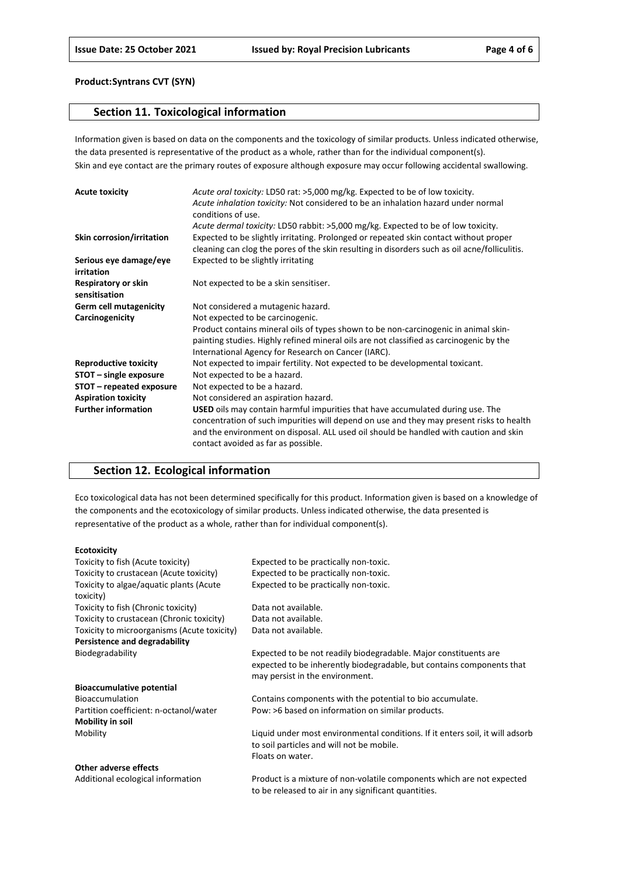**Product:Syntrans CVT (SYN)**

## Section 11. Toxicological information

Information given is based on data on the components and the toxicology of similar products. Unless indicated otherwise, the data presented is representative of the product as a whole, rather than for the individual component(s). Skin and eye contact are the primary routes of exposure although exposure may occur following accidental swallowing.

| | |
|---|---|
| **Acute toxicity** | *Acute oral toxicity:* LD50 rat: >5,000 mg/kg. Expected to be of low toxicity. *Acute inhalation toxicity:* Not considered to be an inhalation hazard under normal conditions of use. *Acute dermal toxicity:* LD50 rabbit: >5,000 mg/kg. Expected to be of low toxicity. |
| **Skin corrosion/irritation** | Expected to be slightly irritating. Prolonged or repeated skin contact without proper cleaning can clog the pores of the skin resulting in disorders such as oil acne/folliculitis. |
| **Serious eye damage/eye irritation** | Expected to be slightly irritating |
| **Respiratory or skin sensitisation** | Not expected to be a skin sensitiser. |
| **Germ cell mutagenicity** | Not considered a mutagenic hazard. |
| **Carcinogenicity** | Not expected to be carcinogenic. Product contains mineral oils of types shown to be non-carcinogenic in animal skin-painting studies. Highly refined mineral oils are not classified as carcinogenic by the International Agency for Research on Cancer (IARC). |
| **Reproductive toxicity** | Not expected to impair fertility. Not expected to be developmental toxicant. |
| **STOT – single exposure** | Not expected to be a hazard. |
| **STOT – repeated exposure** | Not expected to be a hazard. |
| **Aspiration toxicity** | Not considered an aspiration hazard. |
| **Further information** | **USED** oils may contain harmful impurities that have accumulated during use. The concentration of such impurities will depend on use and they may present risks to health and the environment on disposal. ALL used oil should be handled with caution and skin contact avoided as far as possible. |

## Section 12. Ecological information

Eco toxicological data has not been determined specifically for this product. Information given is based on a knowledge of the components and the ecotoxicology of similar products. Unless indicated otherwise, the data presented is representative of the product as a whole, rather than for individual component(s).

| | |
|---|---|
| **Ecotoxicity** | |
| Toxicity to fish (Acute toxicity) | Expected to be practically non-toxic. |
| Toxicity to crustacean (Acute toxicity) | Expected to be practically non-toxic. |
| Toxicity to algae/aquatic plants (Acute toxicity) | Expected to be practically non-toxic. |
| Toxicity to fish (Chronic toxicity) | Data not available. |
| Toxicity to crustacean (Chronic toxicity) | Data not available. |
| Toxicity to microorganisms (Acute toxicity) | Data not available. |
| **Persistence and degradability** | |
| Biodegradability | Expected to be not readily biodegradable. Major constituents are expected to be inherently biodegradable, but contains components that may persist in the environment. |
| **Bioaccumulative potential** | |
| Bioaccumulation | Contains components with the potential to bio accumulate. |
| Partition coefficient: n-octanol/water | Pow: >6 based on information on similar products. |
| **Mobility in soil** | |
| Mobility | Liquid under most environmental conditions. If it enters soil, it will adsorb to soil particles and will not be mobile. Floats on water. |
| **Other adverse effects** | |
| Additional ecological information | Product is a mixture of non-volatile components which are not expected to be released to air in any significant quantities. |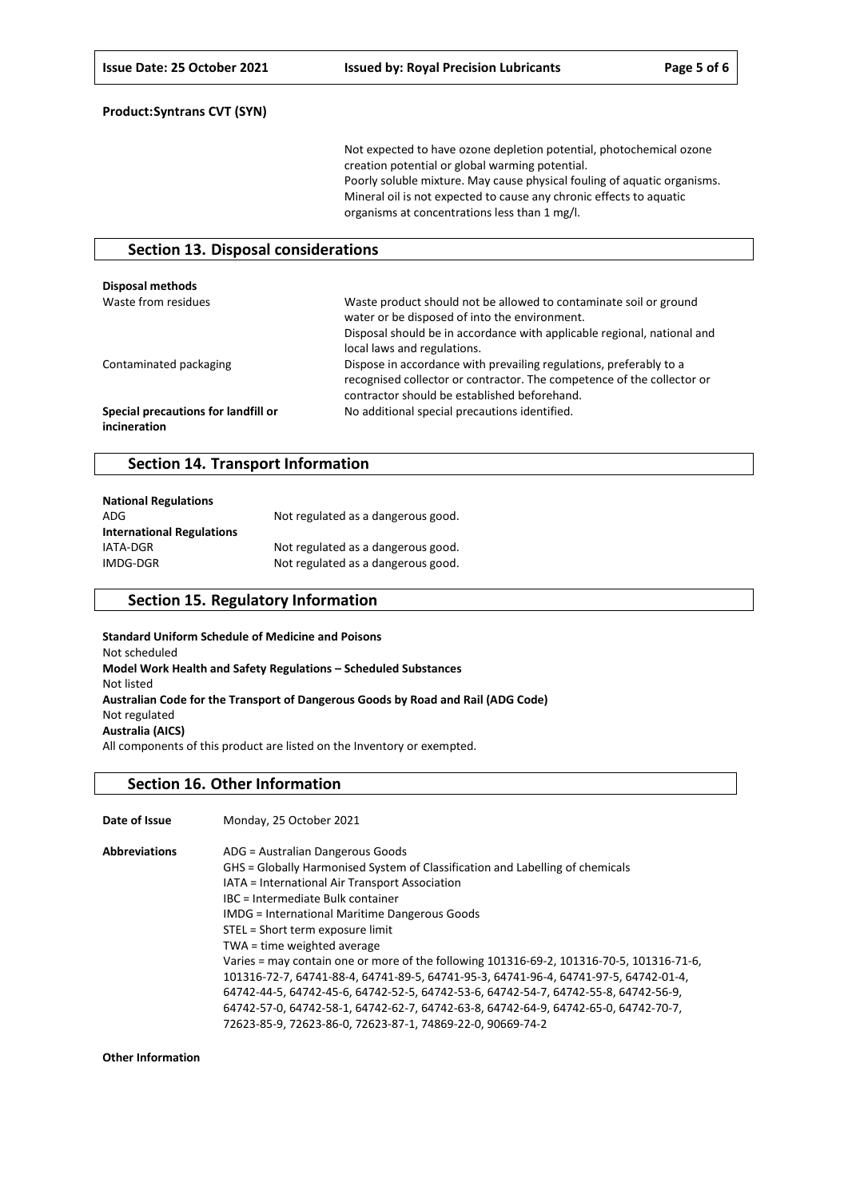**Product:Syntrans CVT (SYN)**

Not expected to have ozone depletion potential, photochemical ozone creation potential or global warming potential.
Poorly soluble mixture. May cause physical fouling of aquatic organisms.
Mineral oil is not expected to cause any chronic effects to aquatic organisms at concentrations less than 1 mg/l.

## Section 13. Disposal considerations

**Disposal methods**

| | |
|---|---|
| Waste from residues | Waste product should not be allowed to contaminate soil or ground water or be disposed of into the environment. Disposal should be in accordance with applicable regional, national and local laws and regulations. |
| Contaminated packaging | Dispose in accordance with prevailing regulations, preferably to a recognised collector or contractor. The competence of the collector or contractor should be established beforehand. |
| **Special precautions for landfill or incineration** | No additional special precautions identified. |

## Section 14. Transport Information

**National Regulations**

| | |
|---|---|
| ADG | Not regulated as a dangerous good. |

**International Regulations**

| | |
|---|---|
| IATA-DGR | Not regulated as a dangerous good. |
| IMDG-DGR | Not regulated as a dangerous good. |

## Section 15. Regulatory Information

**Standard Uniform Schedule of Medicine and Poisons**
Not scheduled
**Model Work Health and Safety Regulations – Scheduled Substances**
Not listed
**Australian Code for the Transport of Dangerous Goods by Road and Rail (ADG Code)**
Not regulated
**Australia (AICS)**
All components of this product are listed on the Inventory or exempted.

## Section 16. Other Information

**Date of Issue** Monday, 25 October 2021

**Abbreviations**
ADG = Australian Dangerous Goods
GHS = Globally Harmonised System of Classification and Labelling of chemicals
IATA = International Air Transport Association
IBC = Intermediate Bulk container
IMDG = International Maritime Dangerous Goods
STEL = Short term exposure limit
TWA = time weighted average
Varies = may contain one or more of the following 101316-69-2, 101316-70-5, 101316-71-6, 101316-72-7, 64741-88-4, 64741-89-5, 64741-95-3, 64741-96-4, 64741-97-5, 64742-01-4, 64742-44-5, 64742-45-6, 64742-52-5, 64742-53-6, 64742-54-7, 64742-55-8, 64742-56-9, 64742-57-0, 64742-58-1, 64742-62-7, 64742-63-8, 64742-64-9, 64742-65-0, 64742-70-7, 72623-85-9, 72623-86-0, 72623-87-1, 74869-22-0, 90669-74-2

**Other Information**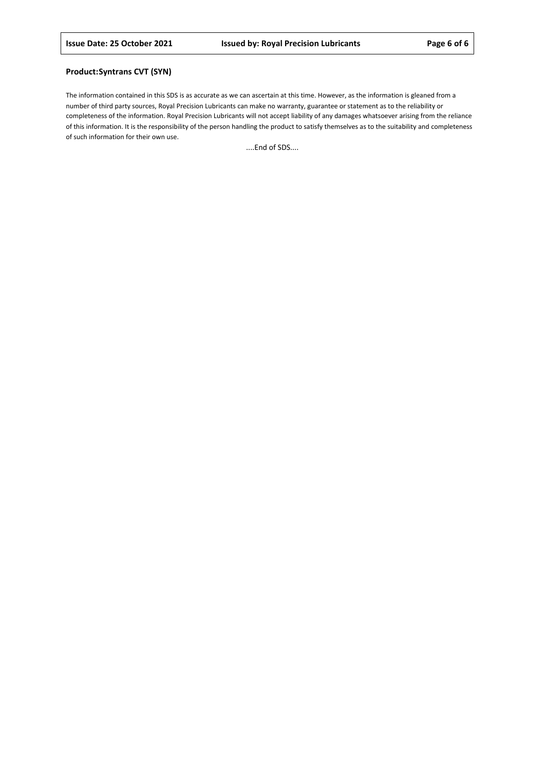**Product:Syntrans CVT (SYN)**

The information contained in this SDS is as accurate as we can ascertain at this time. However, as the information is gleaned from a number of third party sources, Royal Precision Lubricants can make no warranty, guarantee or statement as to the reliability or completeness of the information. Royal Precision Lubricants will not accept liability of any damages whatsoever arising from the reliance of this information. It is the responsibility of the person handling the product to satisfy themselves as to the suitability and completeness of such information for their own use.

....End of SDS....